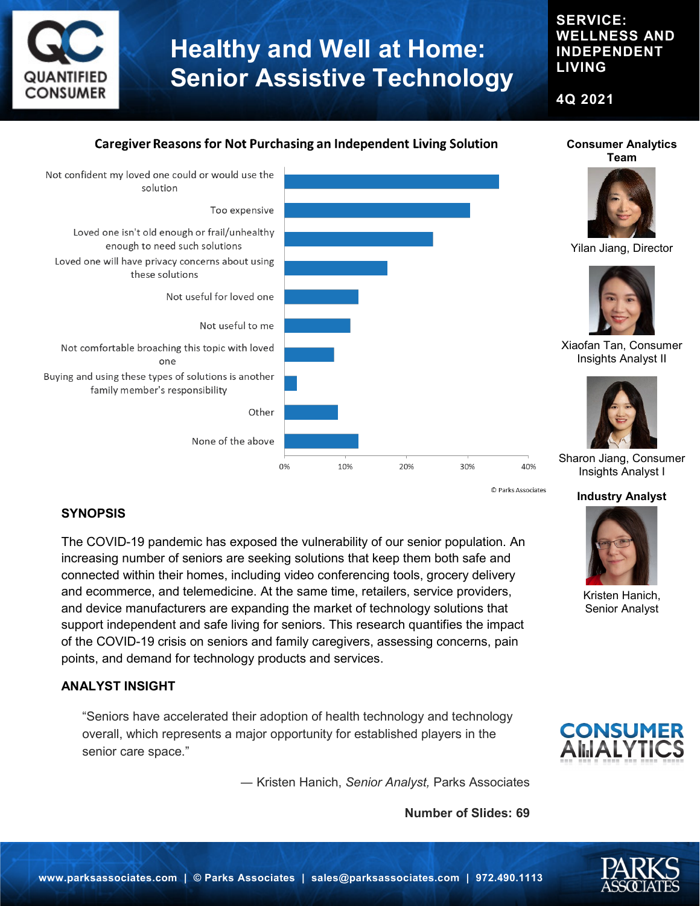# Healthy and Well at Home: Senior Assistive Technology

**SERVICE: WELLNESS AND INDEPENDENT LIVING**

**4Q 2021**

## Caregiver Reasons for Not Purchasing an Independent Living Solution

- Not confident my loved one could or would use the solution
- Too expensive
- Loved one isn't old enough or frail/unhealthy enough to need such solutions
- Loved one will have privacy concerns about using these solutions
- Not useful for loved one
- Not useful to me
- Not comfortable broaching this topic with loved one
- Buying and using these types of solutions is another family member's responsibility
- Other
- None of the above

0% 10% 20% 30% 40%

© Parks Associates

### Consumer Analytics Team

Yilan Jiang, Director

Xiaofan Tan, Consumer Insights Analyst II

Sharon Jiang, Consumer Insights Analyst I

### Industry Analyst

Kristen Hanich, Senior Analyst

## SYNOPSIS

The COVID-19 pandemic has exposed the vulnerability of our senior population. An increasing number of seniors are seeking solutions that keep them both safe and connected within their homes, including video conferencing tools, grocery delivery and ecommerce, and telemedicine. At the same time, retailers, service providers, and device manufacturers are expanding the market of technology solutions that support independent and safe living for seniors. This research quantifies the impact of the COVID-19 crisis on seniors and family caregivers, assessing concerns, pain points, and demand for technology products and services.

## ANALYST INSIGHT

> "Seniors have accelerated their adoption of health technology and technology overall, which represents a major opportunity for established players in the senior care space."

— Kristen Hanich, *Senior Analyst,* Parks Associates

**Number of Slides: 69**

**www.parksassociates.com | © Parks Associates | sales@parksassociates.com | 972.490.1113**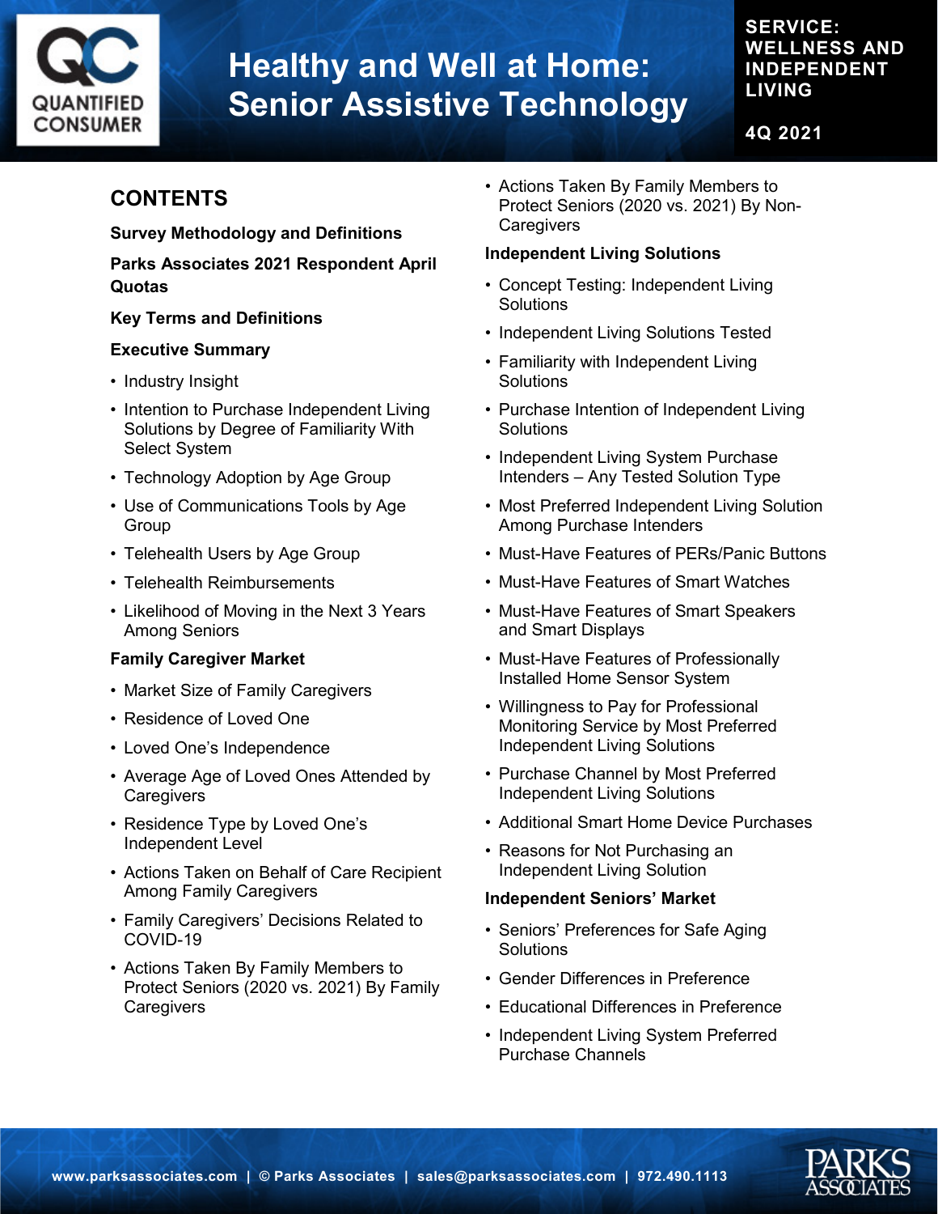# Healthy and Well at Home: Senior Assistive Technology

**SERVICE: WELLNESS AND INDEPENDENT LIVING**

**4Q 2021**

## CONTENTS

**Survey Methodology and Definitions**

**Parks Associates 2021 Respondent April Quotas**

**Key Terms and Definitions**

**Executive Summary**

- Industry Insight
- Intention to Purchase Independent Living Solutions by Degree of Familiarity With Select System
- Technology Adoption by Age Group
- Use of Communications Tools by Age Group
- Telehealth Users by Age Group
- Telehealth Reimbursements
- Likelihood of Moving in the Next 3 Years Among Seniors

**Family Caregiver Market**

- Market Size of Family Caregivers
- Residence of Loved One
- Loved One's Independence
- Average Age of Loved Ones Attended by Caregivers
- Residence Type by Loved One's Independent Level
- Actions Taken on Behalf of Care Recipient Among Family Caregivers
- Family Caregivers' Decisions Related to COVID-19
- Actions Taken By Family Members to Protect Seniors (2020 vs. 2021) By Family Caregivers
- Actions Taken By Family Members to Protect Seniors (2020 vs. 2021) By Non-Caregivers

**Independent Living Solutions**

- Concept Testing: Independent Living Solutions
- Independent Living Solutions Tested
- Familiarity with Independent Living Solutions
- Purchase Intention of Independent Living Solutions
- Independent Living System Purchase Intenders – Any Tested Solution Type
- Most Preferred Independent Living Solution Among Purchase Intenders
- Must-Have Features of PERs/Panic Buttons
- Must-Have Features of Smart Watches
- Must-Have Features of Smart Speakers and Smart Displays
- Must-Have Features of Professionally Installed Home Sensor System
- Willingness to Pay for Professional Monitoring Service by Most Preferred Independent Living Solutions
- Purchase Channel by Most Preferred Independent Living Solutions
- Additional Smart Home Device Purchases
- Reasons for Not Purchasing an Independent Living Solution

**Independent Seniors' Market**

- Seniors' Preferences for Safe Aging Solutions
- Gender Differences in Preference
- Educational Differences in Preference
- Independent Living System Preferred Purchase Channels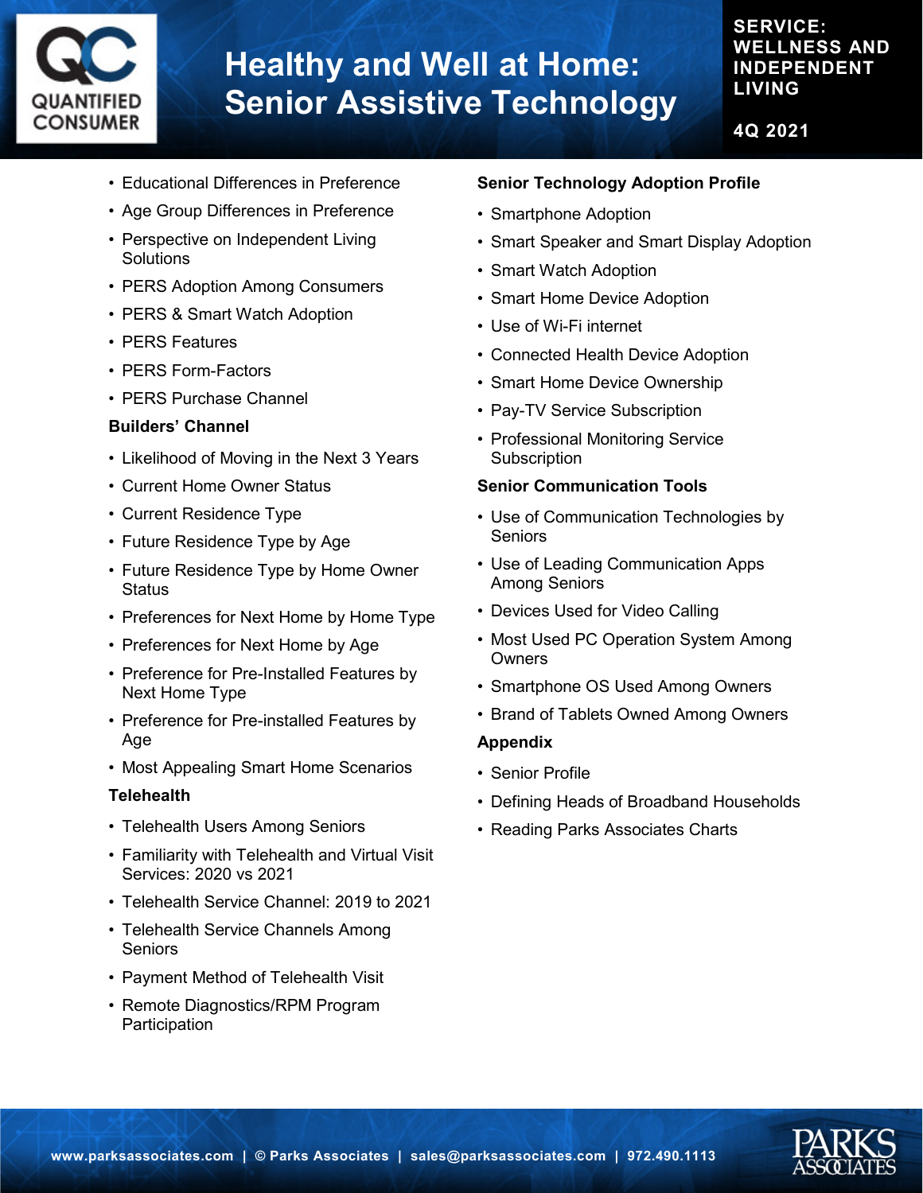- Educational Differences in Preference
- Age Group Differences in Preference
- Perspective on Independent Living Solutions
- PERS Adoption Among Consumers
- PERS & Smart Watch Adoption
- PERS Features
- PERS Form-Factors
- PERS Purchase Channel

**Builders' Channel**

- Likelihood of Moving in the Next 3 Years
- Current Home Owner Status
- Current Residence Type
- Future Residence Type by Age
- Future Residence Type by Home Owner Status
- Preferences for Next Home by Home Type
- Preferences for Next Home by Age
- Preference for Pre-Installed Features by Next Home Type
- Preference for Pre-installed Features by Age
- Most Appealing Smart Home Scenarios

**Telehealth**

- Telehealth Users Among Seniors
- Familiarity with Telehealth and Virtual Visit Services: 2020 vs 2021
- Telehealth Service Channel: 2019 to 2021
- Telehealth Service Channels Among Seniors
- Payment Method of Telehealth Visit
- Remote Diagnostics/RPM Program Participation

**Senior Technology Adoption Profile**

- Smartphone Adoption
- Smart Speaker and Smart Display Adoption
- Smart Watch Adoption
- Smart Home Device Adoption
- Use of Wi-Fi internet
- Connected Health Device Adoption
- Smart Home Device Ownership
- Pay-TV Service Subscription
- Professional Monitoring Service Subscription

**Senior Communication Tools**

- Use of Communication Technologies by Seniors
- Use of Leading Communication Apps Among Seniors
- Devices Used for Video Calling
- Most Used PC Operation System Among Owners
- Smartphone OS Used Among Owners
- Brand of Tablets Owned Among Owners

**Appendix**

- Senior Profile
- Defining Heads of Broadband Households
- Reading Parks Associates Charts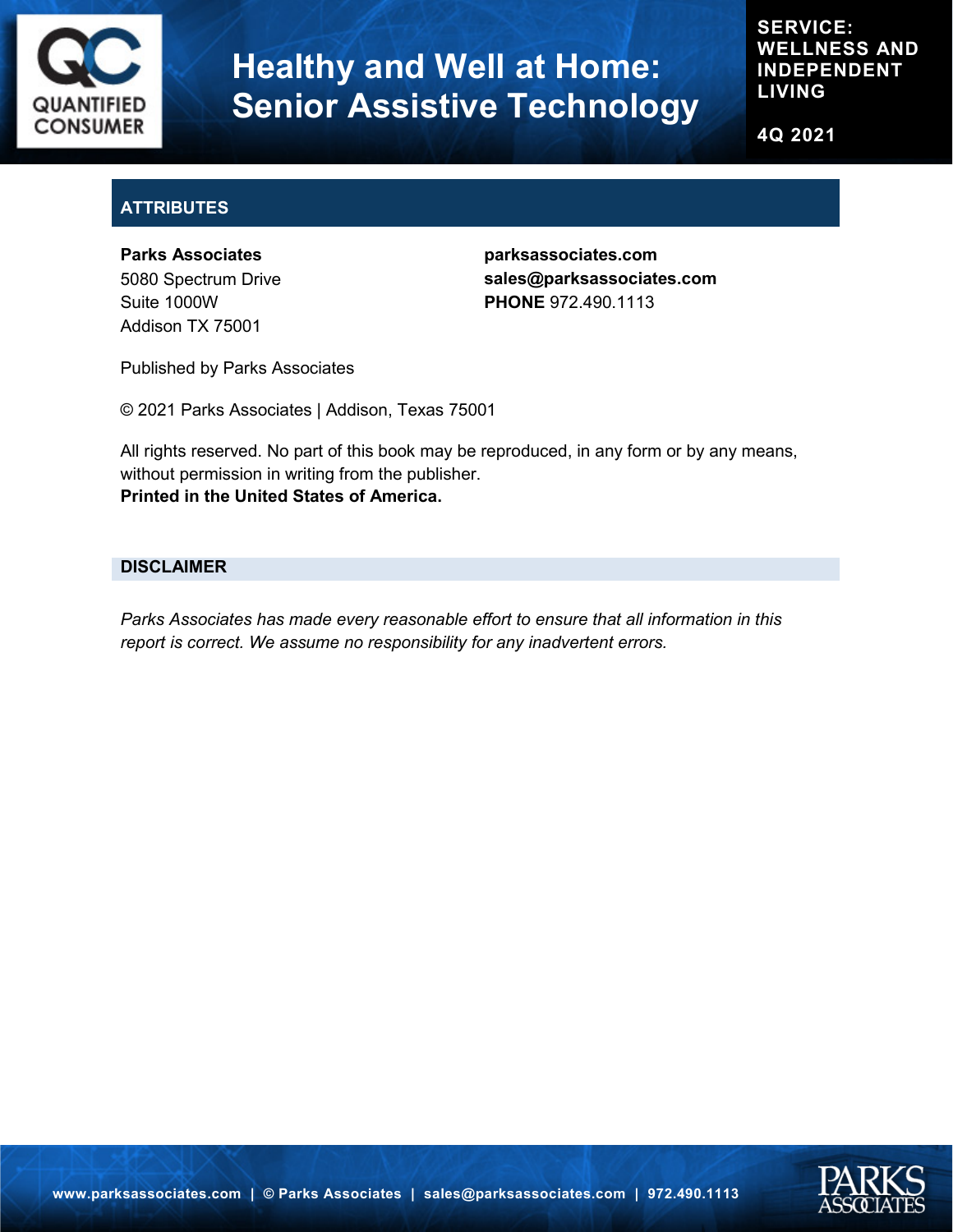# Healthy and Well at Home: Senior Assistive Technology

**SERVICE: WELLNESS AND INDEPENDENT LIVING**

**4Q 2021**

## ATTRIBUTES

**Parks Associates**
5080 Spectrum Drive
Suite 1000W
Addison TX 75001

**parksassociates.com**
**sales@parksassociates.com**
**PHONE** 972.490.1113

Published by Parks Associates

© 2021 Parks Associates | Addison, Texas 75001

All rights reserved. No part of this book may be reproduced, in any form or by any means, without permission in writing from the publisher.
**Printed in the United States of America.**

## DISCLAIMER

*Parks Associates has made every reasonable effort to ensure that all information in this report is correct. We assume no responsibility for any inadvertent errors.*